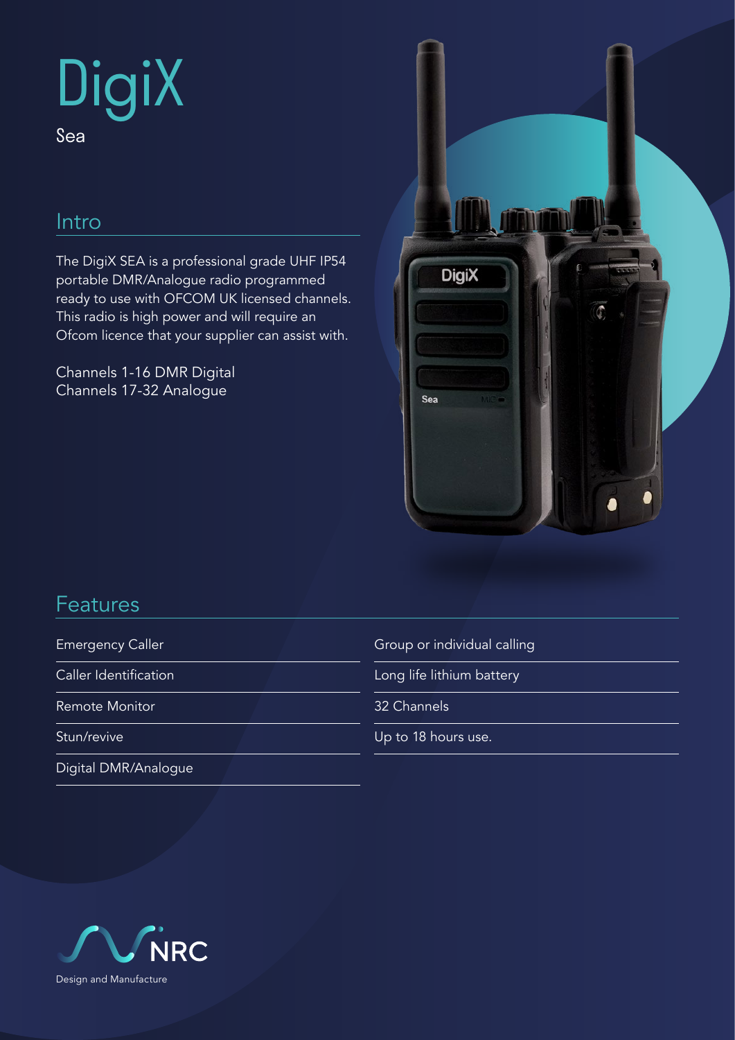# DigiX

Sea

## Intro

The DigiX SEA is a professional grade UHF IP54 portable DMR/Analogue radio programmed ready to use with OFCOM UK licensed channels. This radio is high power and will require an Ofcom licence that your supplier can assist with.

Channels 1-16 DMR Digital
Channels 17-32 Analogue

## Features

- Emergency Caller
- Caller Identification
- Remote Monitor
- Stun/revive
- Digital DMR/Analogue
- Group or individual calling
- Long life lithium battery
- 32 Channels
- Up to 18 hours use.

NRC

Design and Manufacture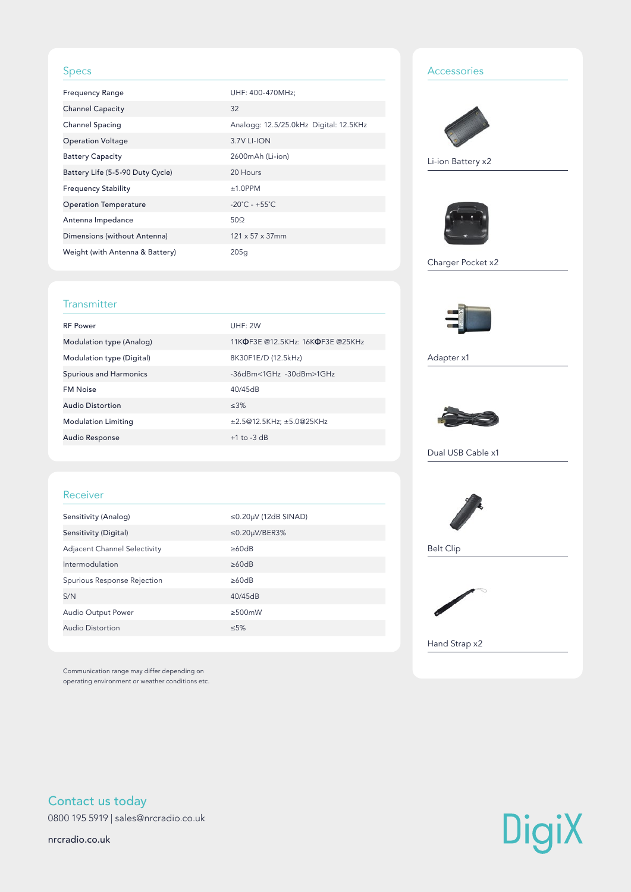## Specs

| | |
|---|---|
| Frequency Range | UHF: 400-470MHz; |
| Channel Capacity | 32 |
| Channel Spacing | Analogg: 12.5/25.0kHz Digital: 12.5KHz |
| Operation Voltage | 3.7V LI-ION |
| Battery Capacity | 2600mAh (Li-ion) |
| Battery Life (5-5-90 Duty Cycle) | 20 Hours |
| Frequency Stability | ±1.0PPM |
| Operation Temperature | -20˚C - +55˚C |
| Antenna Impedance | 50Ω |
| Dimensions (without Antenna) | 121 x 57 x 37mm |
| Weight (with Antenna & Battery) | 205g |

## Transmitter

| | |
|---|---|
| RF Power | UHF: 2W |
| Modulation type (Analog) | 11KΦF3E @12.5KHz: 16KΦF3E @25KHz |
| Modulation type (Digital) | 8K30F1E/D (12.5kHz) |
| Spurious and Harmonics | -36dBm<1GHz -30dBm>1GHz |
| FM Noise | 40/45dB |
| Audio Distortion | ≤3% |
| Modulation Limiting | ±2.5@12.5KHz; ±5.0@25KHz |
| Audio Response | +1 to -3 dB |

## Receiver

| | |
|---|---|
| Sensitivity (Analog) | ≤0.20μV (12dB SINAD) |
| Sensitivity (Digital) | ≤0.20μV/BER3% |
| Adjacent Channel Selectivity | ≥60dB |
| Intermodulation | ≥60dB |
| Spurious Response Rejection | ≥60dB |
| S/N | 40/45dB |
| Audio Output Power | ≥500mW |
| Audio Distortion | ≤5% |

Communication range may differ depending on operating environment or weather conditions etc.

## Accessories

- Li-ion Battery x2
- Charger Pocket x2
- Adapter x1
- Dual USB Cable x1
- Belt Clip
- Hand Strap x2

## Contact us today

0800 195 5919 | sales@nrcradio.co.uk

nrcradio.co.uk

DigiX